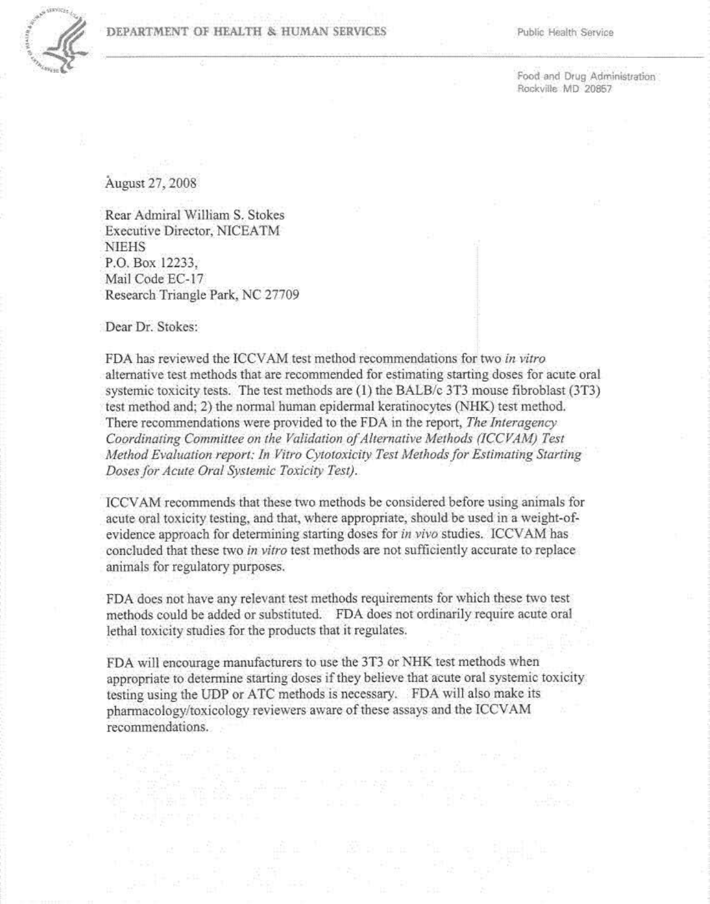DEPARTMENT OF HEALTH & HUMAN SERVICES

Public Health Service

Food and Drug Administration
Rockville MD 20857

August 27, 2008

Rear Admiral William S. Stokes
Executive Director, NICEATM
NIEHS
P.O. Box 12233,
Mail Code EC-17
Research Triangle Park, NC 27709

Dear Dr. Stokes:

FDA has reviewed the ICCVAM test method recommendations for two *in vitro* alternative test methods that are recommended for estimating starting doses for acute oral systemic toxicity tests. The test methods are (1) the BALB/c 3T3 mouse fibroblast (3T3) test method and; 2) the normal human epidermal keratinocytes (NHK) test method. There recommendations were provided to the FDA in the report, *The Interagency Coordinating Committee on the Validation of Alternative Methods (ICCVAM) Test Method Evaluation report: In Vitro Cytotoxicity Test Methods for Estimating Starting Doses for Acute Oral Systemic Toxicity Test)*.

ICCVAM recommends that these two methods be considered before using animals for acute oral toxicity testing, and that, where appropriate, should be used in a weight-of-evidence approach for determining starting doses for *in vivo* studies. ICCVAM has concluded that these two *in vitro* test methods are not sufficiently accurate to replace animals for regulatory purposes.

FDA does not have any relevant test methods requirements for which these two test methods could be added or substituted. FDA does not ordinarily require acute oral lethal toxicity studies for the products that it regulates.

FDA will encourage manufacturers to use the 3T3 or NHK test methods when appropriate to determine starting doses if they believe that acute oral systemic toxicity testing using the UDP or ATC methods is necessary. FDA will also make its pharmacology/toxicology reviewers aware of these assays and the ICCVAM recommendations.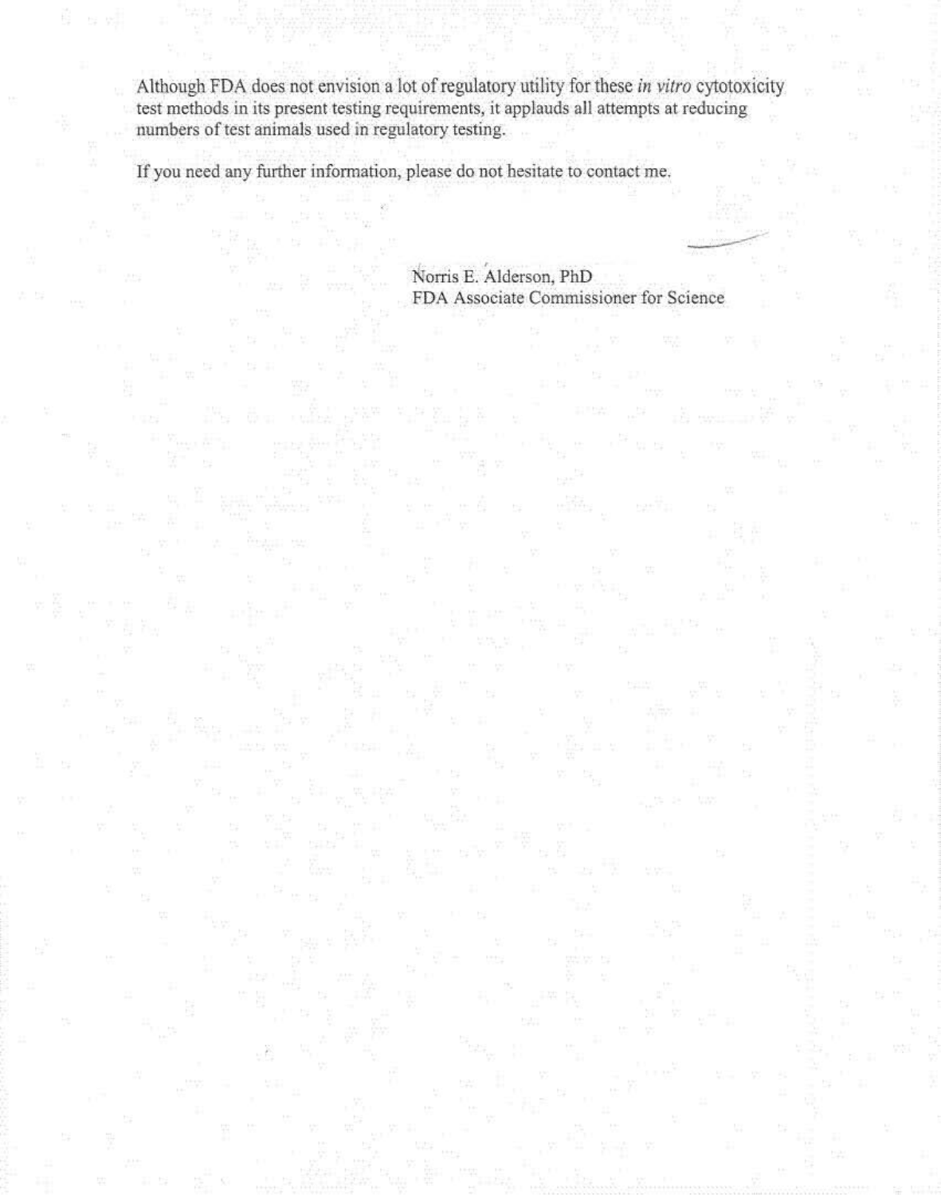Although FDA does not envision a lot of regulatory utility for these *in vitro* cytotoxicity test methods in its present testing requirements, it applauds all attempts at reducing numbers of test animals used in regulatory testing.

If you need any further information, please do not hesitate to contact me.

Norris E. Alderson, PhD  
FDA Associate Commissioner for Science